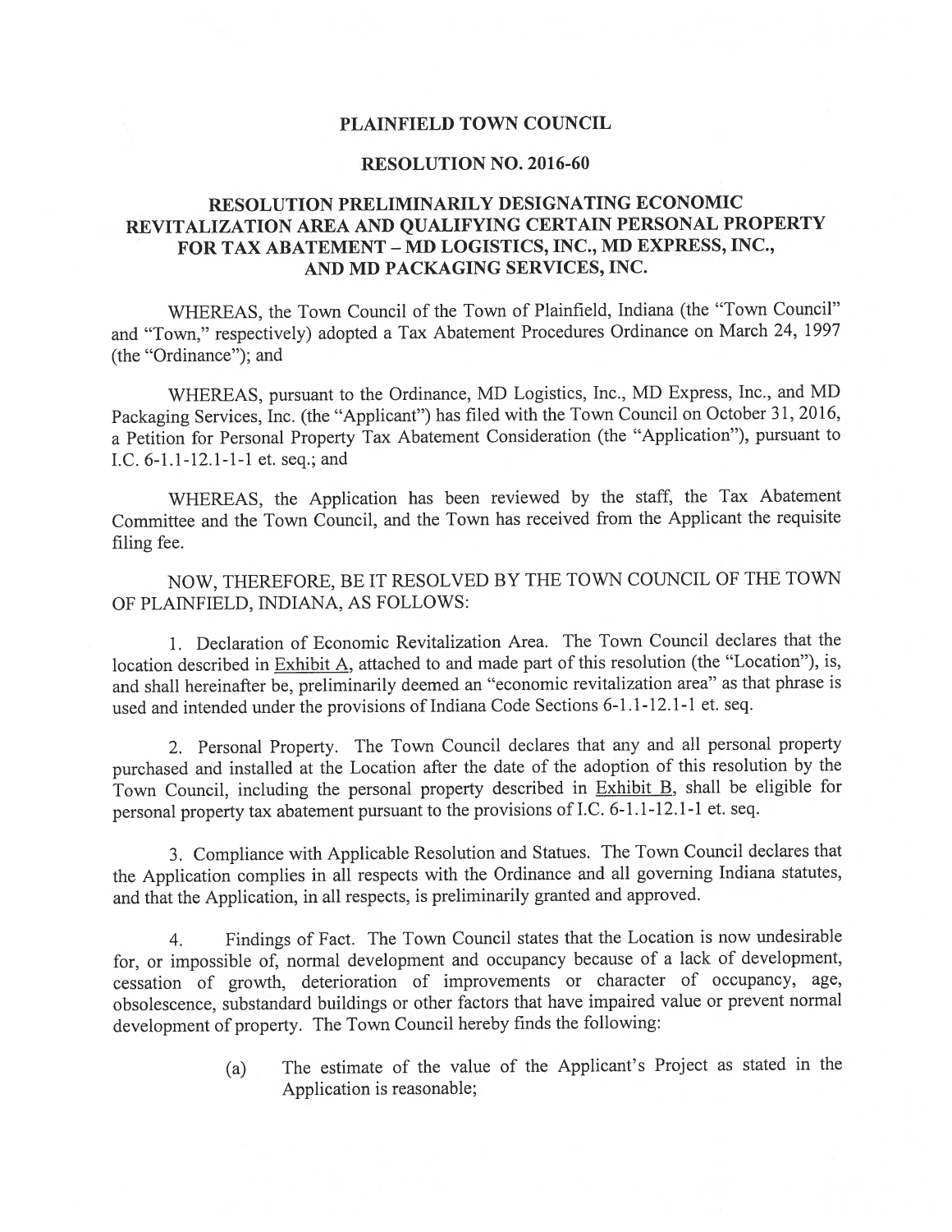# PLAINFIELD TOWN COUNCIL

## RESOLUTION NO. 2016-60

## RESOLUTION PRELIMINARILY DESIGNATING ECONOMIC REVITALIZATION AREA AND QUALIFYING CERTAIN PERSONAL PROPERTY FOR TAX ABATEMENT – MD LOGISTICS, INC., MD EXPRESS, INC., AND MD PACKAGING SERVICES, INC.

WHEREAS, the Town Council of the Town of Plainfield, Indiana (the "Town Council" and "Town," respectively) adopted a Tax Abatement Procedures Ordinance on March 24, 1997 (the "Ordinance"); and

WHEREAS, pursuant to the Ordinance, MD Logistics, Inc., MD Express, Inc., and MD Packaging Services, Inc. (the "Applicant") has filed with the Town Council on October 31, 2016, a Petition for Personal Property Tax Abatement Consideration (the "Application"), pursuant to I.C. 6-1.1-12.1-1 et. seq.; and

WHEREAS, the Application has been reviewed by the staff, the Tax Abatement Committee and the Town Council, and the Town has received from the Applicant the requisite filing fee.

NOW, THEREFORE, BE IT RESOLVED BY THE TOWN COUNCIL OF THE TOWN OF PLAINFIELD, INDIANA, AS FOLLOWS:

1. Declaration of Economic Revitalization Area. The Town Council declares that the location described in Exhibit A, attached to and made part of this resolution (the "Location"), is, and shall hereinafter be, preliminarily deemed an "economic revitalization area" as that phrase is used and intended under the provisions of Indiana Code Sections 6-1.1-12.1-1 et. seq.

2. Personal Property. The Town Council declares that any and all personal property purchased and installed at the Location after the date of the adoption of this resolution by the Town Council, including the personal property described in Exhibit B, shall be eligible for personal property tax abatement pursuant to the provisions of I.C. 6-1.1-12.1-1 et. seq.

3. Compliance with Applicable Resolution and Statues. The Town Council declares that the Application complies in all respects with the Ordinance and all governing Indiana statutes, and that the Application, in all respects, is preliminarily granted and approved.

4. Findings of Fact. The Town Council states that the Location is now undesirable for, or impossible of, normal development and occupancy because of a lack of development, cessation of growth, deterioration of improvements or character of occupancy, age, obsolescence, substandard buildings or other factors that have impaired value or prevent normal development of property. The Town Council hereby finds the following:

(a) The estimate of the value of the Applicant's Project as stated in the Application is reasonable;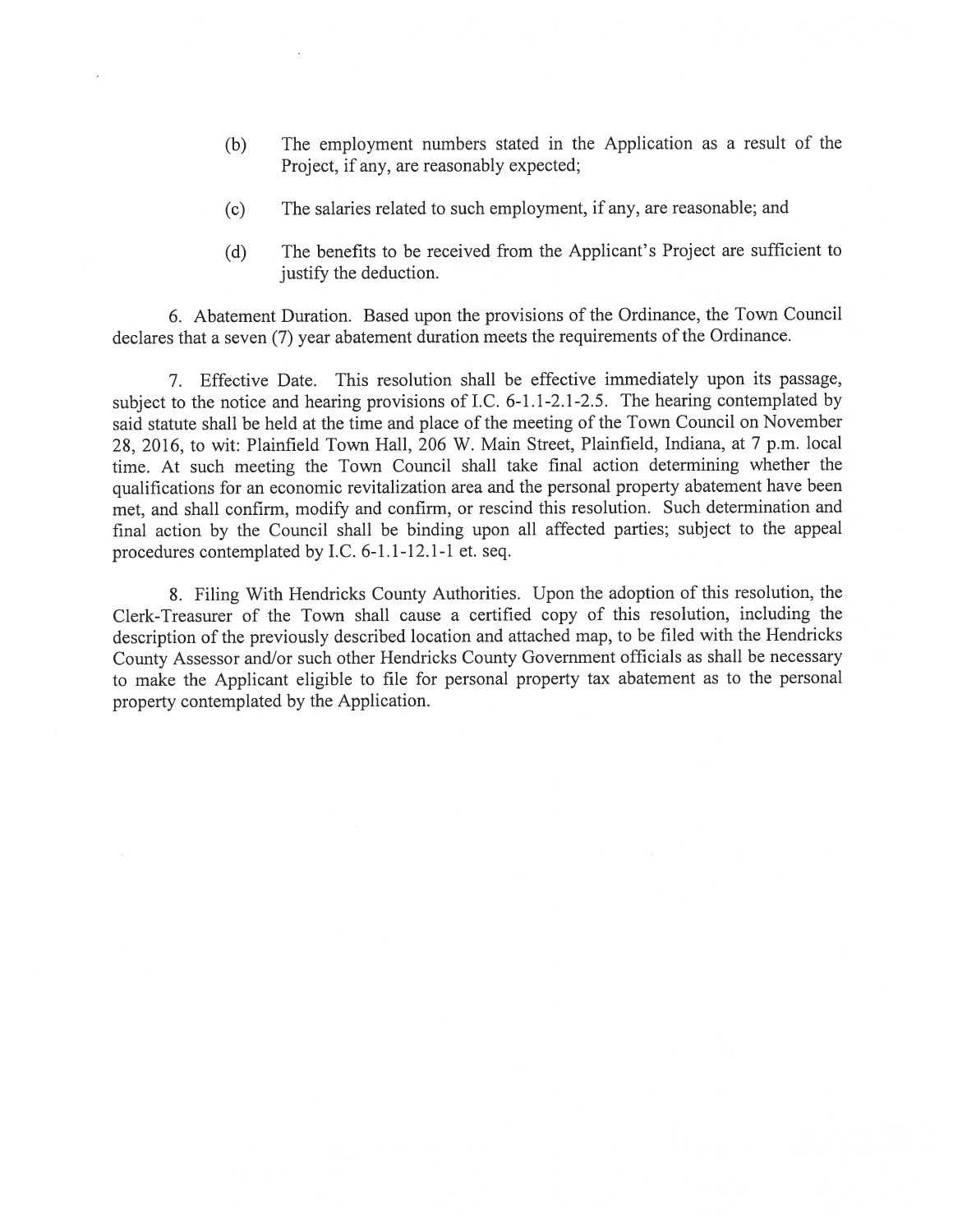(b) The employment numbers stated in the Application as a result of the Project, if any, are reasonably expected;

(c) The salaries related to such employment, if any, are reasonable; and

(d) The benefits to be received from the Applicant's Project are sufficient to justify the deduction.

6. Abatement Duration. Based upon the provisions of the Ordinance, the Town Council declares that a seven (7) year abatement duration meets the requirements of the Ordinance.

7. Effective Date. This resolution shall be effective immediately upon its passage, subject to the notice and hearing provisions of I.C. 6-1.1-2.1-2.5. The hearing contemplated by said statute shall be held at the time and place of the meeting of the Town Council on November 28, 2016, to wit: Plainfield Town Hall, 206 W. Main Street, Plainfield, Indiana, at 7 p.m. local time. At such meeting the Town Council shall take final action determining whether the qualifications for an economic revitalization area and the personal property abatement have been met, and shall confirm, modify and confirm, or rescind this resolution. Such determination and final action by the Council shall be binding upon all affected parties; subject to the appeal procedures contemplated by I.C. 6-1.1-12.1-1 et. seq.

8. Filing With Hendricks County Authorities. Upon the adoption of this resolution, the Clerk-Treasurer of the Town shall cause a certified copy of this resolution, including the description of the previously described location and attached map, to be filed with the Hendricks County Assessor and/or such other Hendricks County Government officials as shall be necessary to make the Applicant eligible to file for personal property tax abatement as to the personal property contemplated by the Application.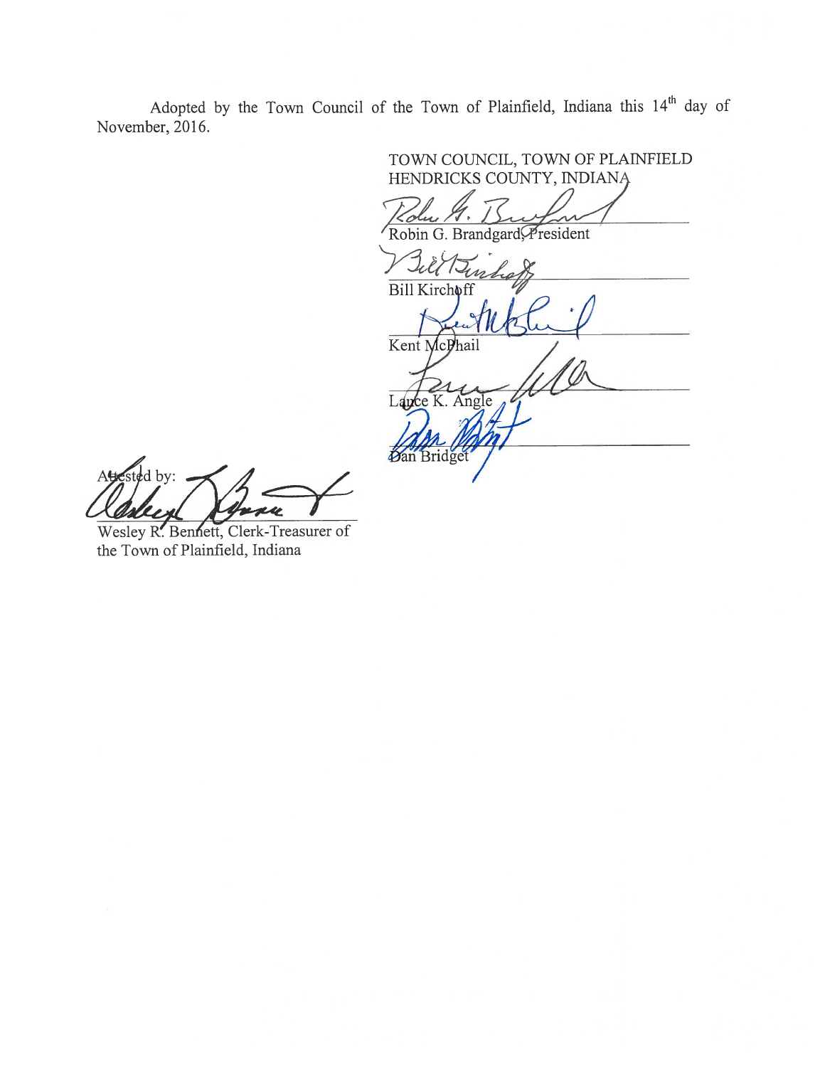Adopted by the Town Council of the Town of Plainfield, Indiana this 14th day of November, 2016.

TOWN COUNCIL, TOWN OF PLAINFIELD
HENDRICKS COUNTY, INDIANA

Robin G. Brandgard, President

Bill Kirchoff

Kent McPhail

Lance K. Angle

Dan Bridget

Attested by:

Wesley R. Bennett, Clerk-Treasurer of the Town of Plainfield, Indiana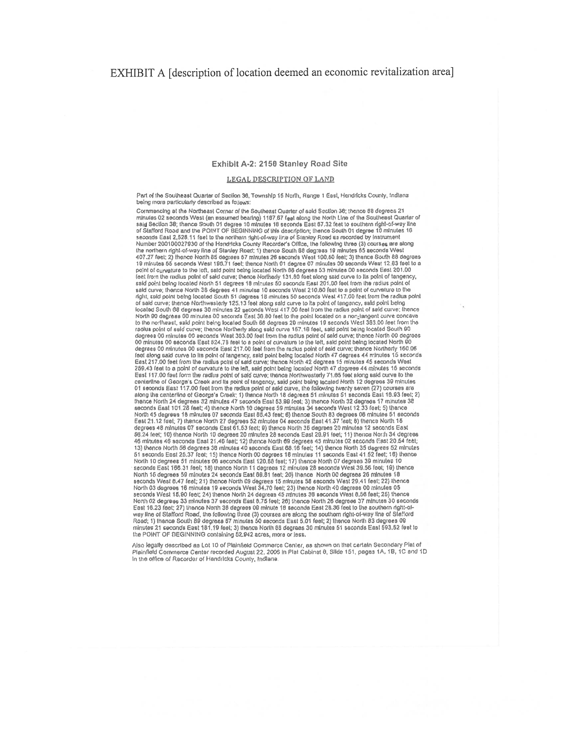# EXHIBIT A [description of location deemed an economic revitalization area]

### Exhibit A-2: 2150 Stanley Road Site

LEGAL DESCRIPTION OF LAND

Part of the Southeast Quarter of Section 36, Township 15 North, Range 1 East, Hendricks County, Indiana being more particularly described as follows:

Commencing at the Northeast Corner of the Southeast Quarter of said Section 36; thence 88 degrees 21 minutes 02 seconds West (an assumed bearing) 1187.67 feet along the North Line of the Southeast Quarter of said Section 36; thence South 01 degree 10 minutes 16 seconds East 57.32 feet to southern right-of-way line of Stafford Road and the POINT OF BEGINNING of this description; thence South 01 degree 10 minutes 16 seconds East 2,528.11 feet to the northern right-of-way line of Stanley Road as recorded by Instrument Number 200100027930 of the Hendricks County Recorder's Office, the following three (3) courses are along the northern right-of-way line of Stanley Road: 1) thence South 88 degrees 19 minutes 55 seconds West 407.27 feet; 2) thence North 85 degrees 57 minutes 26 seconds West 100.50 feet; 3) thence South 88 degrees 19 minutes 55 seconds West 196.71 feet; thence North 01 degree 07 minutes 00 seconds West 12.83 feet to a point of curvature to the left, said point being located North 88 degrees 53 minutes 00 seconds East 201.00 feet from the radius point of said curve; thence Northerly 131.80 feet along said curve to its point of tangency, said point being located North 51 degrees 18 minutes 50 seconds East 201.00 feet from the radius point of said curve; thence North 38 degrees 41 minutes 10 seconds West 210.60 feet to a point of curvature to the right, said point being located South 51 degrees 18 minutes 50 seconds West 417.00 feet from the radius point of said curve; thence Northwesterly 125.13 feet along said curve to its point of tangency, said point being located South 68 degrees 30 minutes 22 seconds West 417.00 feet from the radius point of said curve; thence North 90 degrees 00 minutes 00 seconds East 36.80 feet to the point located on a non-tangent curve concave to the northeast, said point being located South 66 degrees 29 minutes 19 seconds West 383.00 feet from the radius point of said curve; thence Northerly along said curve 157.18 feet, said point being located South 90 degrees 00 minutes 00 seconds West 383.00 feet from the radius point of said curve; thence North 00 degrees 00 minutes 00 seconds East 524.78 feet to a point of curvature to the left, said point being located North 90 degrees 00 minutes 00 seconds East 217.00 feet from the radius point of said curve; thence Northerly 160.06 feet along said curve to its point of tangency, said point being located North 47 degrees 44 minutes 15 seconds East 217.00 feet from the radius point of said curve; thence North 42 degrees 15 minutes 45 seconds West 259.43 feet to a point of curvature to the left, said point being located North 47 degrees 44 minutes 15 seconds East 117.00 feet form the radius point of said curve; thence Northwesterly 71.65 feet along said curve to the centerline of George's Creek and its point of tangency, said point being located North 12 degrees 39 minutes 01 seconds East 117.00 feet from the radius point of said curve, the following twenty seven (27) courses are along the centerline of George's Creek: 1) thence North 18 degrees 51 minutes 51 seconds East 18.93 feet; 2) thence North 24 degrees 32 minutes 47 seconds East 53.98 feet; 3) thence North 32 degrees 17 minutes 38 seconds East 101.28 feet; 4) thence North 16 degrees 59 minutes 34 seconds West 12.33 feet; 5) thence North 45 degrees 18 minutes 07 seconds East 85.43 feet; 6) thence South 83 degrees 06 minutes 51 seconds East 21.12 feet; 7) thence North 27 degrees 52 minutes 04 seconds East 41.37 feet; 8) thence North 15 degrees 48 minutes 07 seconds East 61.53 feet; 9) thence North 35 degrees 20 minutes 12 seconds East 56.24 feet; 10) thence North 10 degrees 20 minutes 28 seconds East 29.91 feet; 11) thence North 34 degrees 46 minutes 46 seconds East 21.46 feet; 12) thence North 69 degrees 43 minutes 02 seconds East 20.54 feet; 13) thence North 58 degrees 38 minutes 40 seconds East 68.16 feet; 14) thence North 35 degrees 52 minutes 51 seconds East 25.37 feet; 15) thence North 00 degrees 18 minutes 11 seconds East 41.52 feet; 16) thence North 10 degrees 51 minutes 06 seconds East 120.88 feet; 17) thence North 07 degrees 39 minutes 10 seconds East 166.31 feet; 18) thence North 11 degrees 12 minutes 28 seconds West 39.56 feet; 19) thence North 16 degrees 59 minutes 24 seconds East 69.81 feet; 20) thence North 00 degrees 26 minutes 18 seconds West 6.47 feet; 21) thence North 09 degrees 15 minutes 58 seconds West 29.41 feet; 22) thence North 03 degrees 16 minutes 19 seconds West 34.70 feet; 23) thence North 40 degrees 00 minutes 05 seconds West 15.90 feet; 24) thence North 24 degrees 45 minutes 36 seconds West 8.56 feet; 25) thence North 02 degrees 33 minutes 37 seconds East 8.75 feet; 26) thence North 26 degrees 37 minutes 30 seconds East 16.23 feet; 27) thence North 38 degrees 09 minute 16 seconds East 28.36 feet to the southern right-of-way line of Stafford Road, the following three (3) courses are along the southern right-of-way line of Stafford Road; 1) thence South 89 degrees 57 minutes 50 seconds East 5.01 feet; 2) thence North 83 degrees 09 minutes 21 seconds East 181.19 feet; 3) thence North 88 degrees 30 minutes 51 seconds East 593.52 feet to the POINT OF BEGINNING containing 52.942 acres, more or less.

Also legally described as Lot 10 of Plainfield Commerce Center, as shown on that certain Secondary Plat of Plainfield Commerce Center recorded August 22, 2005 in Plat Cabinet 6, Slide 151, pages 1A, 1B, 1C and 1D in the office of Recorder of Hendricks County, Indiana.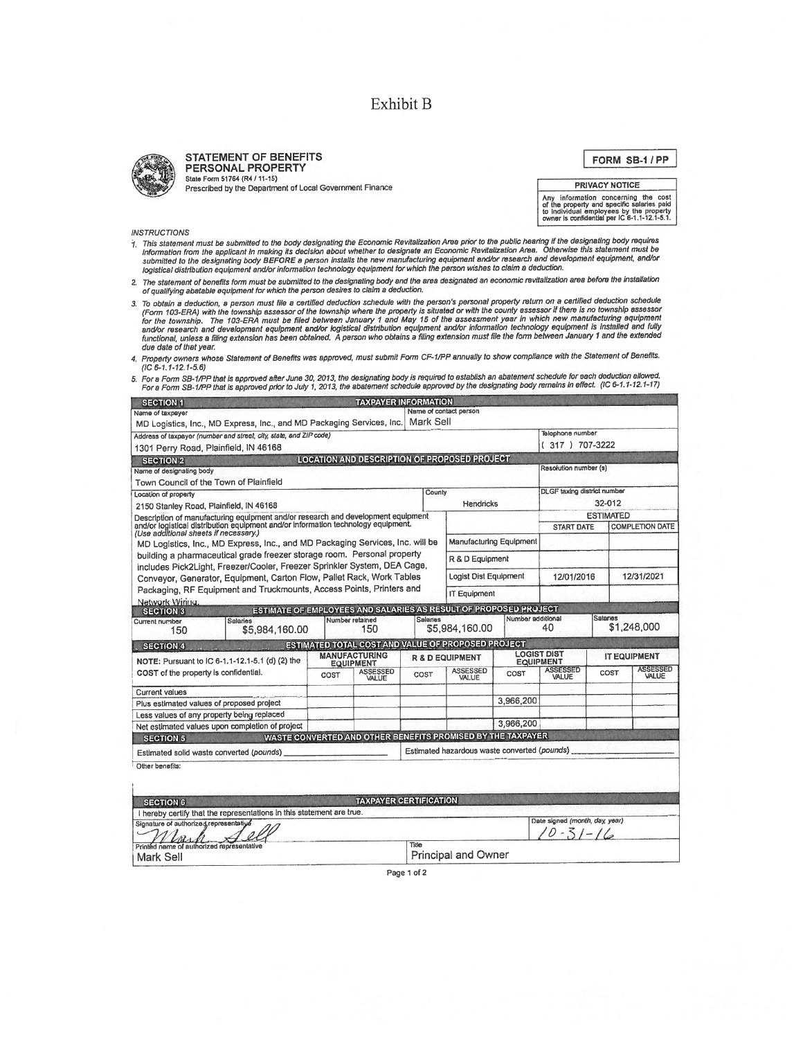# Exhibit B

## STATEMENT OF BENEFITS
## PERSONAL PROPERTY

State Form 51764 (R4 / 11-15)
Prescribed by the Department of Local Government Finance

**FORM SB-1 / PP**

**PRIVACY NOTICE**

Any information concerning the cost of the property and specific salaries paid to individual employees by the property owner is confidential per IC 6-1.1-12.1-5.1.

*INSTRUCTIONS*

1. *This statement must be submitted to the body designating the Economic Revitalization Area prior to the public hearing if the designating body requires information from the applicant in making its decision about whether to designate an Economic Revitalization Area. Otherwise this statement must be submitted to the designating body BEFORE a person installs the new manufacturing equipment and/or research and development equipment, and/or logistical distribution equipment and/or information technology equipment for which the person wishes to claim a deduction.*
2. *The statement of benefits form must be submitted to the designating body and the area designated an economic revitalization area before the installation of qualifying abatable equipment for which the person desires to claim a deduction.*
3. *To obtain a deduction, a person must file a certified deduction schedule with the person's personal property return on a certified deduction schedule (Form 103-ERA) with the township assessor of the township where the property is situated or with the county assessor if there is no township assessor for the township. The 103-ERA must be filed between January 1 and May 15 of the assessment year in which new manufacturing equipment and/or research and development equipment and/or logistical distribution equipment and/or information technology equipment is installed and fully functional, unless a filing extension has been obtained. A person who obtains a filing extension must file the form between January 1 and the extended due date of that year.*
4. *Property owners whose Statement of Benefits was approved, must submit Form CF-1/PP annually to show compliance with the Statement of Benefits. (IC 6-1.1-12.1-5.6)*
5. *For a Form SB-1/PP that is approved after June 30, 2013, the designating body is required to establish an abatement schedule for each deduction allowed. For a Form SB-1/PP that is approved prior to July 1, 2013, the abatement schedule approved by the designating body remains in effect. (IC 6-1.1-12.1-17)*

### SECTION 1 — TAXPAYER INFORMATION

| Name of taxpayer | Name of contact person | Telephone number |
|---|---|---|
| MD Logistics, Inc., MD Express, Inc., and MD Packaging Services, Inc. | Mark Sell | |
| Address of taxpayer (number and street, city, state, and ZIP code): 1301 Perry Road, Plainfield, IN 46168 | | ( 317 ) 707-3222 |

### SECTION 2 — LOCATION AND DESCRIPTION OF PROPOSED PROJECT

| Name of designating body | | Resolution number (s) |
|---|---|---|
| Town Council of the Town of Plainfield | | |
| **Location of property** | **County** | **DLGF taxing district number** |
| 2150 Stanley Road, Plainfield, IN 46168 | Hendricks | 32-012 |

Description of manufacturing equipment and/or research and development equipment and/or logistical distribution equipment and/or information technology equipment. *(Use additional sheets if necessary.)*

MD Logistics, Inc., MD Express, Inc., and MD Packaging Services, Inc. will be building a pharmaceutical grade freezer storage room. Personal property includes Pick2Light, Freezer/Cooler, Freezer Sprinkler System, DEA Cage, Conveyor, Generator, Equipment, Carton Flow, Pallet Rack, Work Tables Packaging, RF Equipment and Truckmounts, Access Points, Printers and Network Wiring.

| | ESTIMATED START DATE | ESTIMATED COMPLETION DATE |
|---|---|---|
| Manufacturing Equipment | | |
| R & D Equipment | | |
| Logist Dist Equipment | 12/01/2016 | 12/31/2021 |
| IT Equipment | | |

### SECTION 3 — ESTIMATE OF EMPLOYEES AND SALARIES AS RESULT OF PROPOSED PROJECT

| Current number | Salaries | Number retained | Salaries | Number additional | Salaries |
|---|---|---|---|---|---|
| 150 | $5,984,160.00 | 150 | $5,984,160.00 | 40 | $1,248,000 |

### SECTION 4 — ESTIMATED TOTAL COST AND VALUE OF PROPOSED PROJECT

| NOTE: Pursuant to IC 6-1.1-12.1-5.1 (d) (2) the COST of the property is confidential. | MANUFACTURING EQUIPMENT | | R & D EQUIPMENT | | LOGIST DIST EQUIPMENT | | IT EQUIPMENT | |
|---|---|---|---|---|---|---|---|---|
| | COST | ASSESSED VALUE | COST | ASSESSED VALUE | COST | ASSESSED VALUE | COST | ASSESSED VALUE |
| Current values | | | | | | | | |
| Plus estimated values of proposed project | | | | | 3,966,200 | | | |
| Less values of any property being replaced | | | | | | | | |
| Net estimated values upon completion of project | | | | | 3,966,200 | | | |

### SECTION 5 — WASTE CONVERTED AND OTHER BENEFITS PROMISED BY THE TAXPAYER

Estimated solid waste converted *(pounds)* \_\_\_\_\_\_\_\_\_\_ Estimated hazardous waste converted *(pounds)* \_\_\_\_\_\_\_\_\_\_

Other benefits:

### SECTION 6 — TAXPAYER CERTIFICATION

I hereby certify that the representations in this statement are true.

| Signature of authorized representative | | Date signed (month, day, year) |
|---|---|---|
| *Mark Sell* | | 10-31-16 |
| **Printed name of authorized representative** | **Title** | |
| Mark Sell | Principal and Owner | |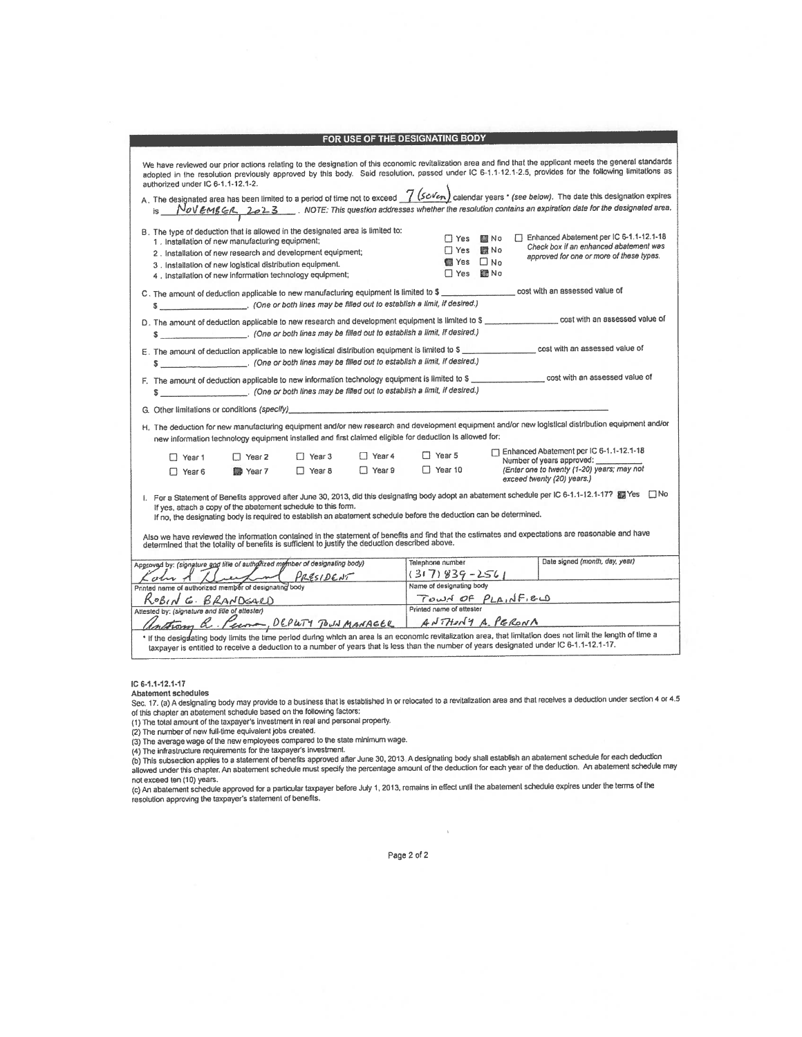## FOR USE OF THE DESIGNATING BODY

We have reviewed our prior actions relating to the designation of this economic revitalization area and find that the applicant meets the general standards adopted in the resolution previously approved by this body. Said resolution, passed under IC 6-1.1-12.1-2.5, provides for the following limitations as authorized under IC 6-1.1-12.1-2.

A. The designated area has been limited to a period of time not to exceed 7 (seven) calendar years * *(see below)*. The date this designation expires is NOVEMBER, 2023. *NOTE: This question addresses whether the resolution contains an expiration date for the designated area.*

B. The type of deduction that is allowed in the designated area is limited to:

| | | |
|---|---|---|
| 1. Installation of new manufacturing equipment; | ☐ Yes ☒ No | ☐ Enhanced Abatement per IC 6-1.1-12.1-18 *Check box if an enhanced abatement was approved for one or more of these types.* |
| 2. Installation of new research and development equipment; | ☐ Yes ☒ No | |
| 3. Installation of new logistical distribution equipment. | ☒ Yes ☐ No | |
| 4. Installation of new information technology equipment; | ☐ Yes ☒ No | |

C. The amount of deduction applicable to new manufacturing equipment is limited to $ ________ cost with an assessed value of $ ________. *(One or both lines may be filled out to establish a limit, if desired.)*

D. The amount of deduction applicable to new research and development equipment is limited to $ ________ cost with an assessed value of $ ________. *(One or both lines may be filled out to establish a limit, if desired.)*

E. The amount of deduction applicable to new logistical distribution equipment is limited to $ ________ cost with an assessed value of $ ________. *(One or both lines may be filled out to establish a limit, if desired.)*

F. The amount of deduction applicable to new information technology equipment is limited to $ ________ cost with an assessed value of $ ________. *(One or both lines may be filled out to establish a limit, if desired.)*

G. Other limitations or conditions *(specify)* ________

H. The deduction for new manufacturing equipment and/or new research and development equipment and/or new logistical distribution equipment and/or new information technology equipment installed and first claimed eligible for deduction is allowed for:

| | | | | | |
|---|---|---|---|---|---|
| ☐ Year 1 | ☐ Year 2 | ☐ Year 3 | ☐ Year 4 | ☐ Year 5 | ☐ Enhanced Abatement per IC 6-1.1-12.1-18 Number of years approved: ____ *(Enter one to twenty (1-20) years; may not exceed twenty (20) years.)* |
| ☐ Year 6 | ☒ Year 7 | ☐ Year 8 | ☐ Year 9 | ☐ Year 10 | |

I. For a Statement of Benefits approved after June 30, 2013, did this designating body adopt an abatement schedule per IC 6-1.1-12.1-17? ☒ Yes ☐ No
If yes, attach a copy of the abatement schedule to this form.
If no, the designating body is required to establish an abatement schedule before the deduction can be determined.

Also we have reviewed the information contained in the statement of benefits and find that the estimates and expectations are reasonable and have determined that the totality of benefits is sufficient to justify the deduction described above.

| | | |
|---|---|---|
| Approved by: *(signature and title of authorized member of designating body)* [signature] PRESIDENT | Telephone number (317) 839-2561 | Date signed *(month, day, year)* |
| Printed name of authorized member of designating body ROBIN G. BRANDGARD | Name of designating body TOWN OF PLAINFIELD | |
| Attested by: *(signature and title of attester)* [signature], DEPUTY TOWN MANAGER | Printed name of attester ANTHONY A. PERONA | |

* If the designating body limits the time period during which an area is an economic revitalization area, that limitation does not limit the length of time a taxpayer is entitled to receive a deduction to a number of years that is less than the number of years designated under IC 6-1.1-12.1-17.

**IC 6-1.1-12.1-17**
**Abatement schedules**
Sec. 17. (a) A designating body may provide to a business that is established in or relocated to a revitalization area and that receives a deduction under section 4 or 4.5 of this chapter an abatement schedule based on the following factors:
(1) The total amount of the taxpayer's investment in real and personal property.
(2) The number of new full-time equivalent jobs created.
(3) The average wage of the new employees compared to the state minimum wage.
(4) The infrastructure requirements for the taxpayer's investment.
(b) This subsection applies to a statement of benefits approved after June 30, 2013. A designating body shall establish an abatement schedule for each deduction allowed under this chapter. An abatement schedule must specify the percentage amount of the deduction for each year of the deduction. An abatement schedule may not exceed ten (10) years.
(c) An abatement schedule approved for a particular taxpayer before July 1, 2013, remains in effect until the abatement schedule expires under the terms of the resolution approving the taxpayer's statement of benefits.